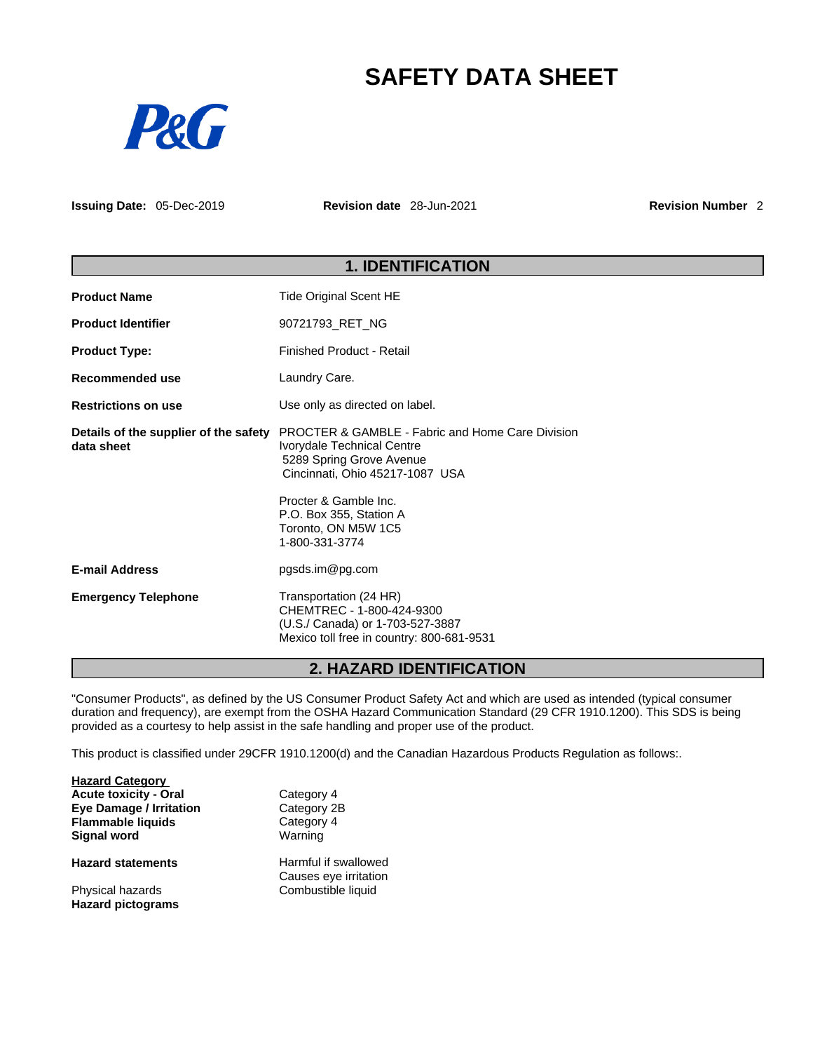# SAFETY DATA SHEET

P&G

**Issuing Date:** 05-Dec-2019 **Revision date** 28-Jun-2021 **Revision Number** 2

## 1. IDENTIFICATION

| | |
|---|---|
| **Product Name** | Tide Original Scent HE |
| **Product Identifier** | 90721793_RET_NG |
| **Product Type:** | Finished Product - Retail |
| **Recommended use** | Laundry Care. |
| **Restrictions on use** | Use only as directed on label. |
| **Details of the supplier of the safety data sheet** | PROCTER & GAMBLE - Fabric and Home Care Division<br>Ivorydale Technical Centre<br>5289 Spring Grove Avenue<br>Cincinnati, Ohio 45217-1087 USA<br><br>Procter & Gamble Inc.<br>P.O. Box 355, Station A<br>Toronto, ON M5W 1C5<br>1-800-331-3774 |
| **E-mail Address** | pgsds.im@pg.com |
| **Emergency Telephone** | Transportation (24 HR)<br>CHEMTREC - 1-800-424-9300<br>(U.S./ Canada) or 1-703-527-3887<br>Mexico toll free in country: 800-681-9531 |

## 2. HAZARD IDENTIFICATION

"Consumer Products", as defined by the US Consumer Product Safety Act and which are used as intended (typical consumer duration and frequency), are exempt from the OSHA Hazard Communication Standard (29 CFR 1910.1200). This SDS is being provided as a courtesy to help assist in the safe handling and proper use of the product.

This product is classified under 29CFR 1910.1200(d) and the Canadian Hazardous Products Regulation as follows:.

| **Hazard Category** | |
|---|---|
| **Acute toxicity - Oral** | Category 4 |
| **Eye Damage / Irritation** | Category 2B |
| **Flammable liquids** | Category 4 |
| **Signal word** | Warning |

**Hazard statements** Harmful if swallowed
Causes eye irritation

Physical hazards Combustible liquid

**Hazard pictograms**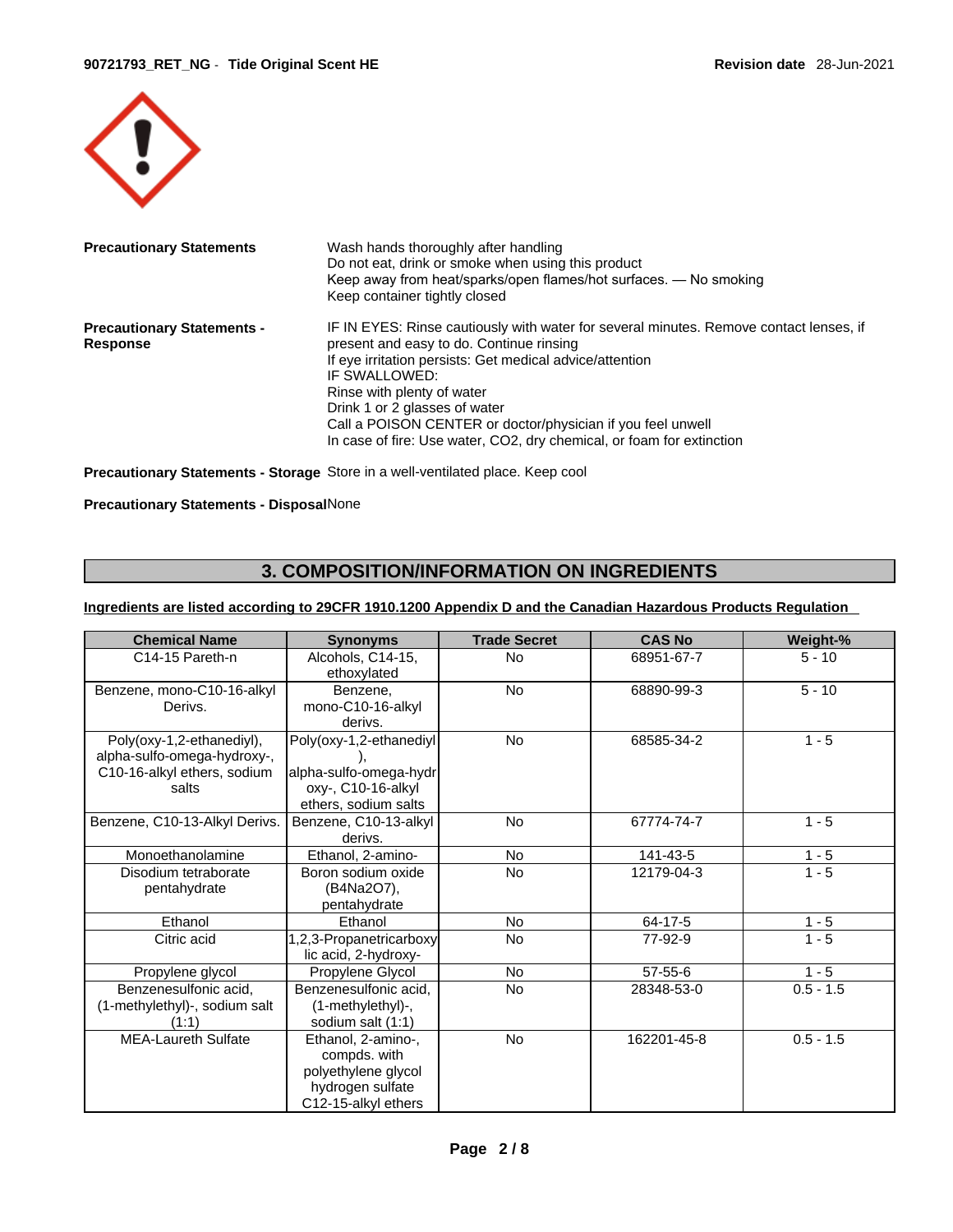**Precautionary Statements**

Wash hands thoroughly after handling
Do not eat, drink or smoke when using this product
Keep away from heat/sparks/open flames/hot surfaces. — No smoking
Keep container tightly closed

**Precautionary Statements - Response**

IF IN EYES: Rinse cautiously with water for several minutes. Remove contact lenses, if present and easy to do. Continue rinsing
If eye irritation persists: Get medical advice/attention
IF SWALLOWED:
Rinse with plenty of water
Drink 1 or 2 glasses of water
Call a POISON CENTER or doctor/physician if you feel unwell
In case of fire: Use water, $CO_2$, dry chemical, or foam for extinction

**Precautionary Statements - Storage** Store in a well-ventilated place. Keep cool

**Precautionary Statements - Disposal** None

## 3. COMPOSITION/INFORMATION ON INGREDIENTS

**Ingredients are listed according to 29CFR 1910.1200 Appendix D and the Canadian Hazardous Products Regulation**

| Chemical Name | Synonyms | Trade Secret | CAS No | Weight-% |
|---|---|---|---|---|
| C14-15 Pareth-n | Alcohols, C14-15, ethoxylated | No | 68951-67-7 | 5 - 10 |
| Benzene, mono-C10-16-alkyl Derivs. | Benzene, mono-C10-16-alkyl derivs. | No | 68890-99-3 | 5 - 10 |
| Poly(oxy-1,2-ethanediyl), alpha-sulfo-omega-hydroxy-, C10-16-alkyl ethers, sodium salts | Poly(oxy-1,2-ethanediyl), alpha-sulfo-omega-hydroxy-, C10-16-alkyl ethers, sodium salts | No | 68585-34-2 | 1 - 5 |
| Benzene, C10-13-Alkyl Derivs. | Benzene, C10-13-alkyl derivs. | No | 67774-74-7 | 1 - 5 |
| Monoethanolamine | Ethanol, 2-amino- | No | 141-43-5 | 1 - 5 |
| Disodium tetraborate pentahydrate | Boron sodium oxide ($B_4Na_2O_7$), pentahydrate | No | 12179-04-3 | 1 - 5 |
| Ethanol | Ethanol | No | 64-17-5 | 1 - 5 |
| Citric acid | 1,2,3-Propanetricarboxylic acid, 2-hydroxy- | No | 77-92-9 | 1 - 5 |
| Propylene glycol | Propylene Glycol | No | 57-55-6 | 1 - 5 |
| Benzenesulfonic acid, (1-methylethyl)-, sodium salt (1:1) | Benzenesulfonic acid, (1-methylethyl)-, sodium salt (1:1) | No | 28348-53-0 | 0.5 - 1.5 |
| MEA-Laureth Sulfate | Ethanol, 2-amino-, compds. with polyethylene glycol hydrogen sulfate C12-15-alkyl ethers | No | 162201-45-8 | 0.5 - 1.5 |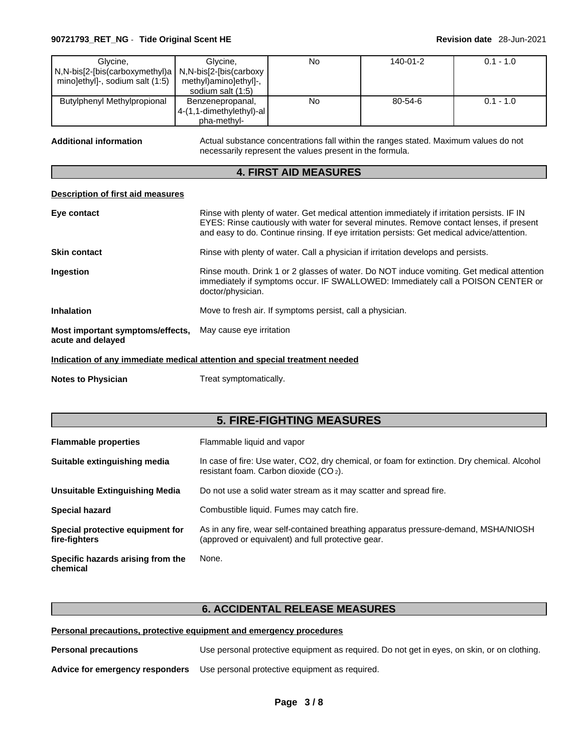| Glycine, N,N-bis[2-[bis(carboxymethyl)amino]ethyl]-, sodium salt (1:5) | Glycine, N,N-bis[2-[bis(carboxymethyl)amino]ethyl]-, sodium salt (1:5) | No | 140-01-2 | 0.1 - 1.0 |
|---|---|---|---|---|
| Butylphenyl Methylpropional | Benzenepropanal, 4-(1,1-dimethylethyl)-alpha-methyl- | No | 80-54-6 | 0.1 - 1.0 |

**Additional information** Actual substance concentrations fall within the ranges stated. Maximum values do not necessarily represent the values present in the formula.

## 4. FIRST AID MEASURES

**Description of first aid measures**

**Eye contact** Rinse with plenty of water. Get medical attention immediately if irritation persists. IF IN EYES: Rinse cautiously with water for several minutes. Remove contact lenses, if present and easy to do. Continue rinsing. If eye irritation persists: Get medical advice/attention.

**Skin contact** Rinse with plenty of water. Call a physician if irritation develops and persists.

**Ingestion** Rinse mouth. Drink 1 or 2 glasses of water. Do NOT induce vomiting. Get medical attention immediately if symptoms occur. IF SWALLOWED: Immediately call a POISON CENTER or doctor/physician.

**Inhalation** Move to fresh air. If symptoms persist, call a physician.

**Most important symptoms/effects, acute and delayed** May cause eye irritation

**Indication of any immediate medical attention and special treatment needed**

**Notes to Physician** Treat symptomatically.

## 5. FIRE-FIGHTING MEASURES

**Flammable properties** Flammable liquid and vapor

**Suitable extinguishing media** In case of fire: Use water, CO2, dry chemical, or foam for extinction. Dry chemical. Alcohol resistant foam. Carbon dioxide ($CO_2$).

**Unsuitable Extinguishing Media** Do not use a solid water stream as it may scatter and spread fire.

**Special hazard** Combustible liquid. Fumes may catch fire.

**Special protective equipment for fire-fighters** As in any fire, wear self-contained breathing apparatus pressure-demand, MSHA/NIOSH (approved or equivalent) and full protective gear.

**Specific hazards arising from the chemical** None.

## 6. ACCIDENTAL RELEASE MEASURES

**Personal precautions, protective equipment and emergency procedures**

**Personal precautions** Use personal protective equipment as required. Do not get in eyes, on skin, or on clothing.

**Advice for emergency responders** Use personal protective equipment as required.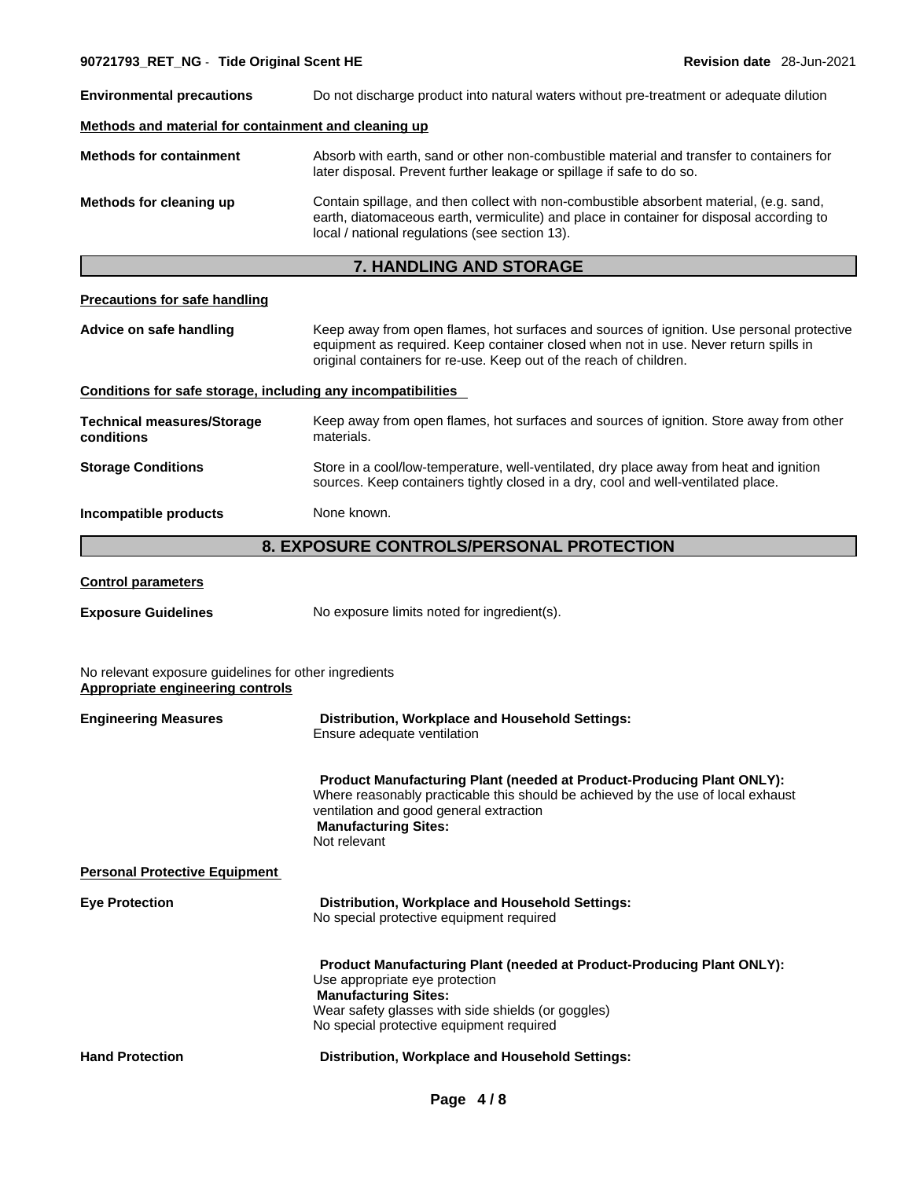**Environmental precautions**: Do not discharge product into natural waters without pre-treatment or adequate dilution

**Methods and material for containment and cleaning up**

**Methods for containment**: Absorb with earth, sand or other non-combustible material and transfer to containers for later disposal. Prevent further leakage or spillage if safe to do so.

**Methods for cleaning up**: Contain spillage, and then collect with non-combustible absorbent material, (e.g. sand, earth, diatomaceous earth, vermiculite) and place in container for disposal according to local / national regulations (see section 13).

## 7. HANDLING AND STORAGE

**Precautions for safe handling**

**Advice on safe handling**: Keep away from open flames, hot surfaces and sources of ignition. Use personal protective equipment as required. Keep container closed when not in use. Never return spills in original containers for re-use. Keep out of the reach of children.

**Conditions for safe storage, including any incompatibilities**

**Technical measures/Storage conditions**: Keep away from open flames, hot surfaces and sources of ignition. Store away from other materials.

**Storage Conditions**: Store in a cool/low-temperature, well-ventilated, dry place away from heat and ignition sources. Keep containers tightly closed in a dry, cool and well-ventilated place.

**Incompatible products**: None known.

## 8. EXPOSURE CONTROLS/PERSONAL PROTECTION

**Control parameters**

**Exposure Guidelines**: No exposure limits noted for ingredient(s).

No relevant exposure guidelines for other ingredients

**Appropriate engineering controls**

**Engineering Measures**

**Distribution, Workplace and Household Settings:**
Ensure adequate ventilation

**Product Manufacturing Plant (needed at Product-Producing Plant ONLY):**
Where reasonably practicable this should be achieved by the use of local exhaust ventilation and good general extraction
**Manufacturing Sites:**
Not relevant

**Personal Protective Equipment**

**Eye Protection**

**Distribution, Workplace and Household Settings:**
No special protective equipment required

**Product Manufacturing Plant (needed at Product-Producing Plant ONLY):**
Use appropriate eye protection
**Manufacturing Sites:**
Wear safety glasses with side shields (or goggles)
No special protective equipment required

**Hand Protection**

**Distribution, Workplace and Household Settings:**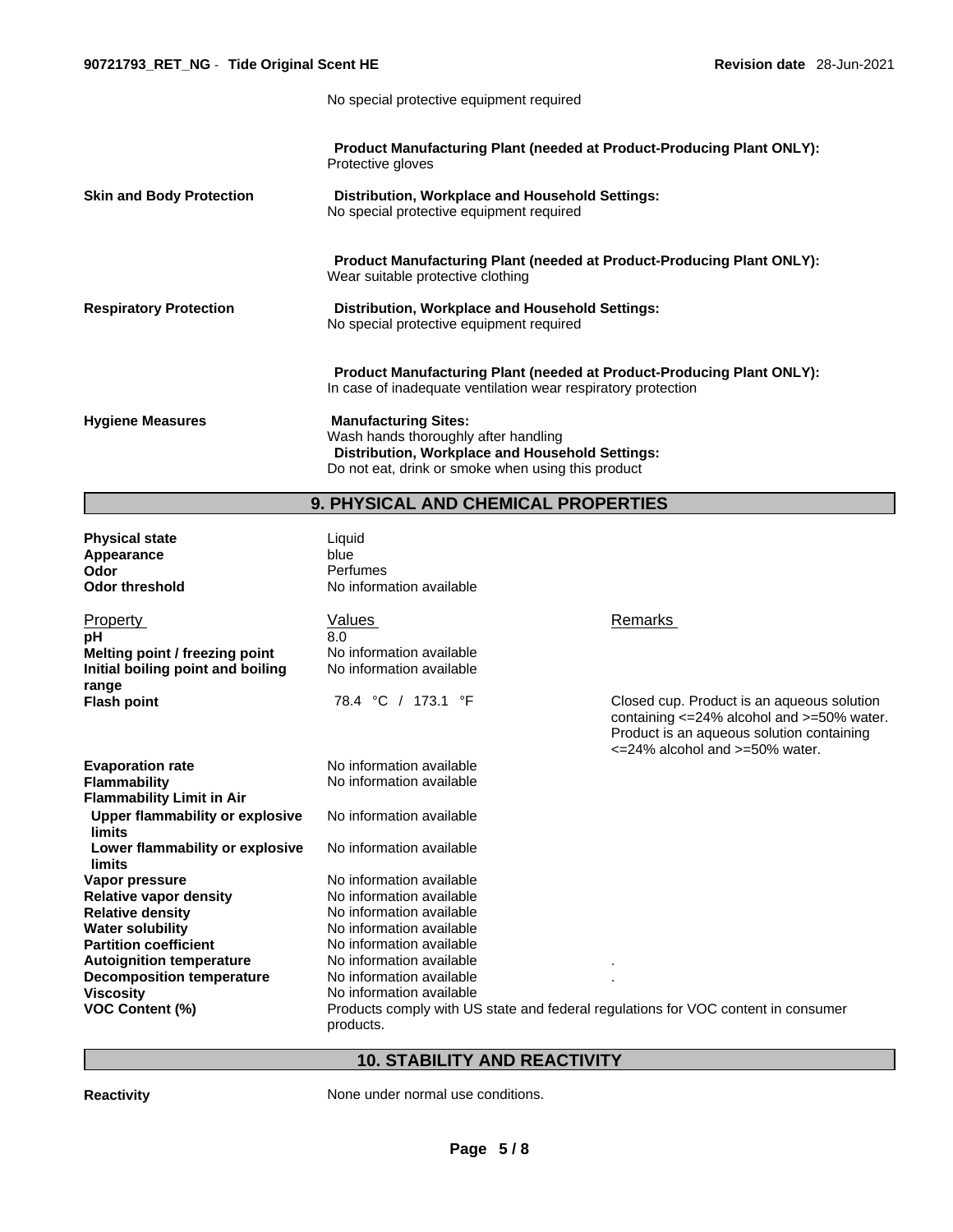No special protective equipment required

**Product Manufacturing Plant (needed at Product-Producing Plant ONLY):**
Protective gloves

| | |
|---|---|
| **Skin and Body Protection** | **Distribution, Workplace and Household Settings:**<br>No special protective equipment required<br><br>**Product Manufacturing Plant (needed at Product-Producing Plant ONLY):**<br>Wear suitable protective clothing |
| **Respiratory Protection** | **Distribution, Workplace and Household Settings:**<br>No special protective equipment required<br><br>**Product Manufacturing Plant (needed at Product-Producing Plant ONLY):**<br>In case of inadequate ventilation wear respiratory protection |
| **Hygiene Measures** | **Manufacturing Sites:**<br>Wash hands thoroughly after handling<br>**Distribution, Workplace and Household Settings:**<br>Do not eat, drink or smoke when using this product |

## 9. PHYSICAL AND CHEMICAL PROPERTIES

| | |
|---|---|
| **Physical state** | Liquid |
| **Appearance** | blue |
| **Odor** | Perfumes |
| **Odor threshold** | No information available |

| Property | Values | Remarks |
|---|---|---|
| **pH** | 8.0 | |
| **Melting point / freezing point** | No information available | |
| **Initial boiling point and boiling range** | No information available | |
| **Flash point** | 78.4 °C / 173.1 °F | Closed cup. Product is an aqueous solution containing <=24% alcohol and >=50% water. Product is an aqueous solution containing <=24% alcohol and >=50% water. |
| **Evaporation rate** | No information available | |
| **Flammability** | No information available | |
| **Flammability Limit in Air** | | |
| **Upper flammability or explosive limits** | No information available | |
| **Lower flammability or explosive limits** | No information available | |
| **Vapor pressure** | No information available | |
| **Relative vapor density** | No information available | |
| **Relative density** | No information available | |
| **Water solubility** | No information available | |
| **Partition coefficient** | No information available | |
| **Autoignition temperature** | No information available | . |
| **Decomposition temperature** | No information available | . |
| **Viscosity** | No information available | |
| **VOC Content (%)** | Products comply with US state and federal regulations for VOC content in consumer products. | |

## 10. STABILITY AND REACTIVITY

| | |
|---|---|
| **Reactivity** | None under normal use conditions. |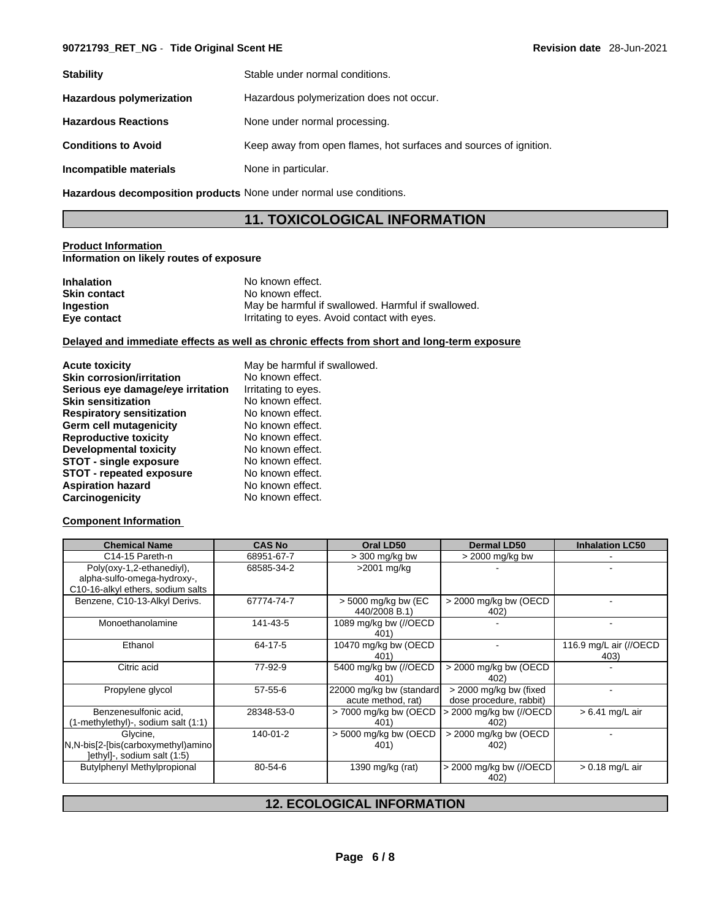| | |
|---|---|
| **Stability** | Stable under normal conditions. |
| **Hazardous polymerization** | Hazardous polymerization does not occur. |
| **Hazardous Reactions** | None under normal processing. |
| **Conditions to Avoid** | Keep away from open flames, hot surfaces and sources of ignition. |
| **Incompatible materials** | None in particular. |
| **Hazardous decomposition products** | None under normal use conditions. |

## 11. TOXICOLOGICAL INFORMATION

**Product Information**

**Information on likely routes of exposure**

| | |
|---|---|
| **Inhalation** | No known effect. |
| **Skin contact** | No known effect. |
| **Ingestion** | May be harmful if swallowed. Harmful if swallowed. |
| **Eye contact** | Irritating to eyes. Avoid contact with eyes. |

**Delayed and immediate effects as well as chronic effects from short and long-term exposure**

| | |
|---|---|
| **Acute toxicity** | May be harmful if swallowed. |
| **Skin corrosion/irritation** | No known effect. |
| **Serious eye damage/eye irritation** | Irritating to eyes. |
| **Skin sensitization** | No known effect. |
| **Respiratory sensitization** | No known effect. |
| **Germ cell mutagenicity** | No known effect. |
| **Reproductive toxicity** | No known effect. |
| **Developmental toxicity** | No known effect. |
| **STOT - single exposure** | No known effect. |
| **STOT - repeated exposure** | No known effect. |
| **Aspiration hazard** | No known effect. |
| **Carcinogenicity** | No known effect. |

**Component Information**

| Chemical Name | CAS No | Oral LD50 | Dermal LD50 | Inhalation LC50 |
|---|---|---|---|---|
| C14-15 Pareth-n | 68951-67-7 | > 300 mg/kg bw | > 2000 mg/kg bw | - |
| Poly(oxy-1,2-ethanediyl), alpha-sulfo-omega-hydroxy-, C10-16-alkyl ethers, sodium salts | 68585-34-2 | >2001 mg/kg | - | - |
| Benzene, C10-13-Alkyl Derivs. | 67774-74-7 | > 5000 mg/kg bw (EC 440/2008 B.1) | > 2000 mg/kg bw (OECD 402) | - |
| Monoethanolamine | 141-43-5 | 1089 mg/kg bw (//OECD 401) | - | - |
| Ethanol | 64-17-5 | 10470 mg/kg bw (OECD 401) | - | 116.9 mg/L air (//OECD 403) |
| Citric acid | 77-92-9 | 5400 mg/kg bw (//OECD 401) | > 2000 mg/kg bw (OECD 402) | - |
| Propylene glycol | 57-55-6 | 22000 mg/kg bw (standard acute method, rat) | > 2000 mg/kg bw (fixed dose procedure, rabbit) | - |
| Benzenesulfonic acid, (1-methylethyl)-, sodium salt (1:1) | 28348-53-0 | > 7000 mg/kg bw (OECD 401) | > 2000 mg/kg bw (//OECD 402) | > 6.41 mg/L air |
| Glycine, N,N-bis[2-[bis(carboxymethyl)amino]ethyl]-, sodium salt (1:5) | 140-01-2 | > 5000 mg/kg bw (OECD 401) | > 2000 mg/kg bw (OECD 402) | - |
| Butylphenyl Methylpropional | 80-54-6 | 1390 mg/kg (rat) | > 2000 mg/kg bw (//OECD 402) | > 0.18 mg/L air |

## 12. ECOLOGICAL INFORMATION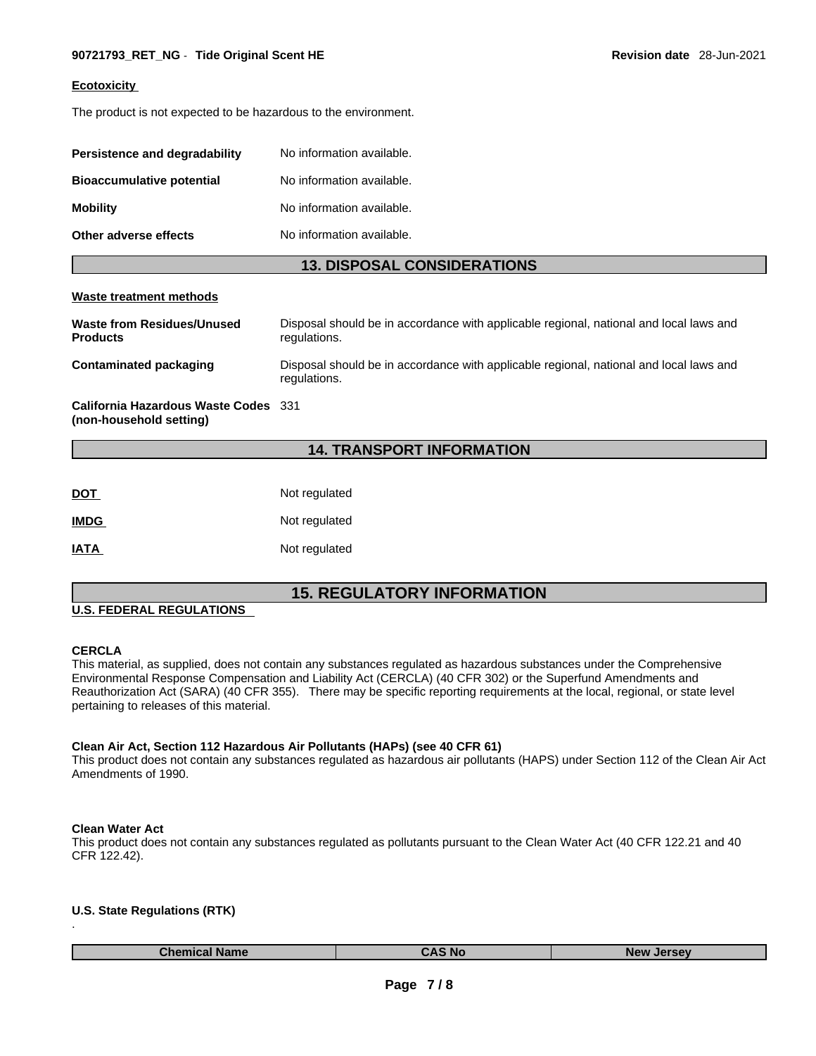**Ecotoxicity**

The product is not expected to be hazardous to the environment.

| | |
|---|---|
| **Persistence and degradability** | No information available. |
| **Bioaccumulative potential** | No information available. |
| **Mobility** | No information available. |
| **Other adverse effects** | No information available. |

## 13. DISPOSAL CONSIDERATIONS

**Waste treatment methods**

| | |
|---|---|
| **Waste from Residues/Unused Products** | Disposal should be in accordance with applicable regional, national and local laws and regulations. |
| **Contaminated packaging** | Disposal should be in accordance with applicable regional, national and local laws and regulations. |
| **California Hazardous Waste Codes (non-household setting)** | 331 |

## 14. TRANSPORT INFORMATION

| | |
|---|---|
| **DOT** | Not regulated |
| **IMDG** | Not regulated |
| **IATA** | Not regulated |

## 15. REGULATORY INFORMATION

**U.S. FEDERAL REGULATIONS**

**CERCLA**
This material, as supplied, does not contain any substances regulated as hazardous substances under the Comprehensive Environmental Response Compensation and Liability Act (CERCLA) (40 CFR 302) or the Superfund Amendments and Reauthorization Act (SARA) (40 CFR 355). There may be specific reporting requirements at the local, regional, or state level pertaining to releases of this material.

**Clean Air Act, Section 112 Hazardous Air Pollutants (HAPs) (see 40 CFR 61)**
This product does not contain any substances regulated as hazardous air pollutants (HAPS) under Section 112 of the Clean Air Act Amendments of 1990.

**Clean Water Act**
This product does not contain any substances regulated as pollutants pursuant to the Clean Water Act (40 CFR 122.21 and 40 CFR 122.42).

**U.S. State Regulations (RTK)**

| Chemical Name | CAS No | New Jersey |
|---|---|---|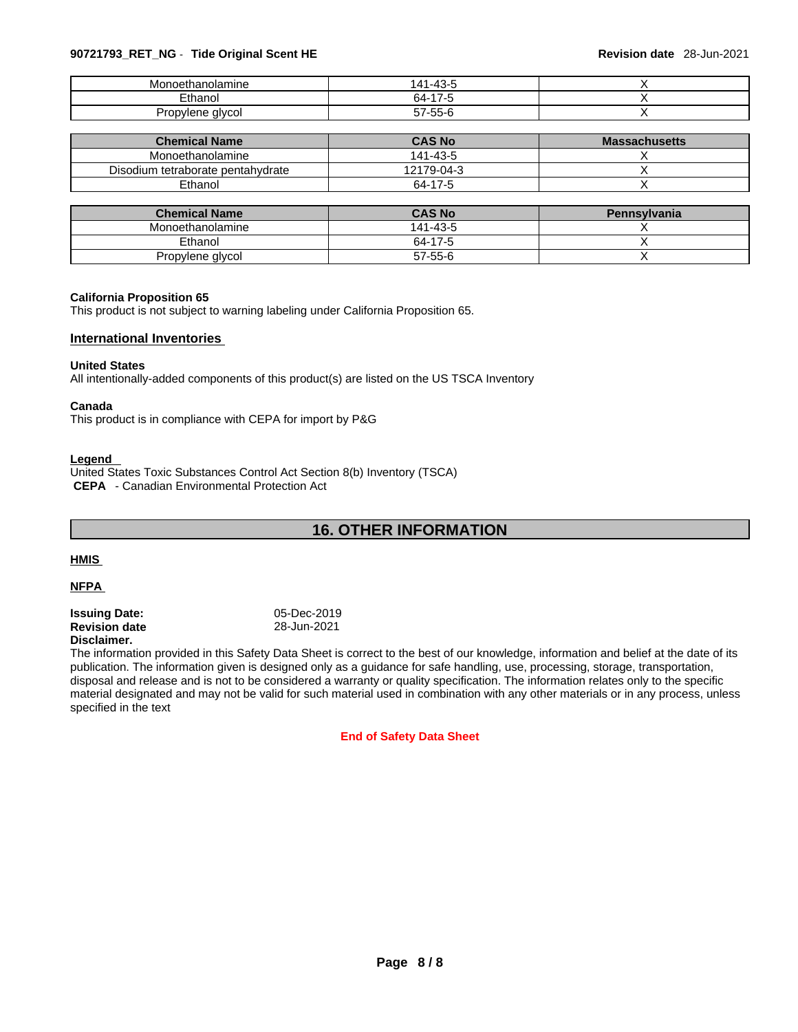| | | |
|---|---|---|
| Monoethanolamine | 141-43-5 | X |
| Ethanol | 64-17-5 | X |
| Propylene glycol | 57-55-6 | X |

| Chemical Name | CAS No | Massachusetts |
|---|---|---|
| Monoethanolamine | 141-43-5 | X |
| Disodium tetraborate pentahydrate | 12179-04-3 | X |
| Ethanol | 64-17-5 | X |

| Chemical Name | CAS No | Pennsylvania |
|---|---|---|
| Monoethanolamine | 141-43-5 | X |
| Ethanol | 64-17-5 | X |
| Propylene glycol | 57-55-6 | X |

**California Proposition 65**

This product is not subject to warning labeling under California Proposition 65.

## International Inventories

**United States**

All intentionally-added components of this product(s) are listed on the US TSCA Inventory

**Canada**

This product is in compliance with CEPA for import by P&G

**Legend**

United States Toxic Substances Control Act Section 8(b) Inventory (TSCA)

**CEPA** - Canadian Environmental Protection Act

## 16. OTHER INFORMATION

**HMIS**

**NFPA**

**Issuing Date:** 05-Dec-2019

**Revision date** 28-Jun-2021

**Disclaimer.**

The information provided in this Safety Data Sheet is correct to the best of our knowledge, information and belief at the date of its publication. The information given is designed only as a guidance for safe handling, use, processing, storage, transportation, disposal and release and is not to be considered a warranty or quality specification. The information relates only to the specific material designated and may not be valid for such material used in combination with any other materials or in any process, unless specified in the text

**End of Safety Data Sheet**